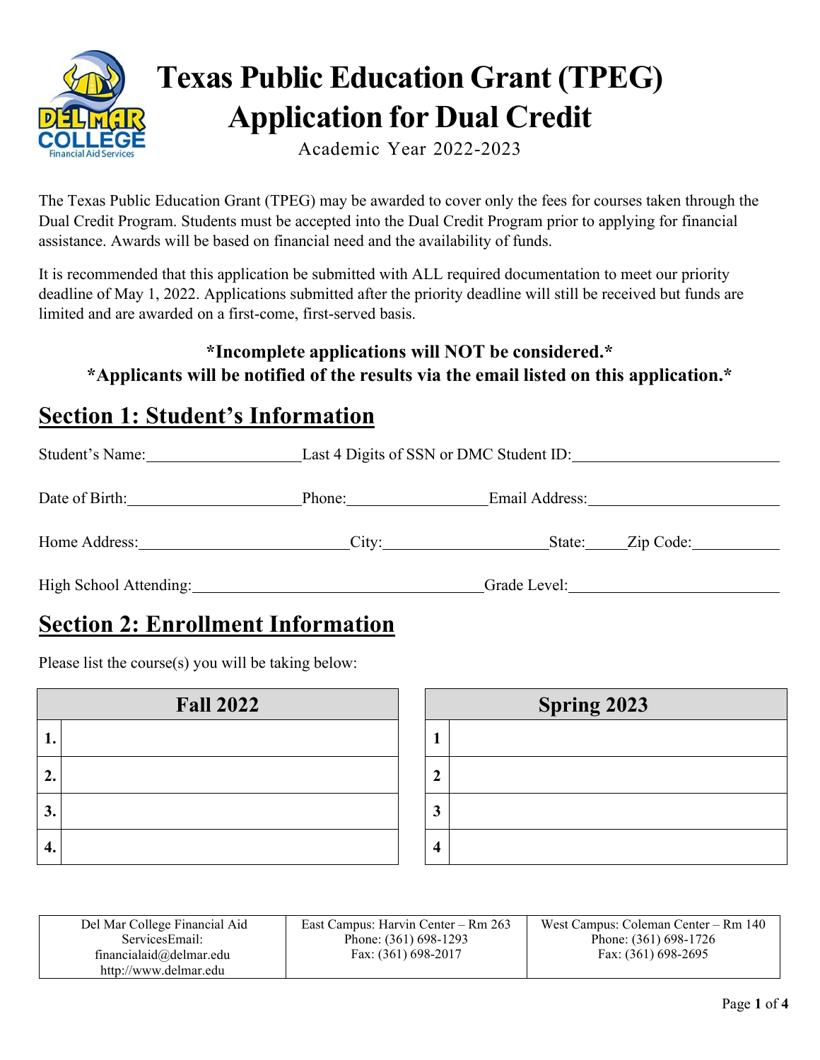# Texas Public Education Grant (TPEG) Application for Dual Credit

Academic Year 2022-2023

The Texas Public Education Grant (TPEG) may be awarded to cover only the fees for courses taken through the Dual Credit Program. Students must be accepted into the Dual Credit Program prior to applying for financial assistance. Awards will be based on financial need and the availability of funds.

It is recommended that this application be submitted with ALL required documentation to meet our priority deadline of May 1, 2022. Applications submitted after the priority deadline will still be received but funds are limited and are awarded on a first-come, first-served basis.

**\*Incomplete applications will NOT be considered.\***
**\*Applicants will be notified of the results via the email listed on this application.\***

## Section 1: Student's Information

Student's Name:____________________ Last 4 Digits of SSN or DMC Student ID:__________________________

Date of Birth:______________________ Phone:__________________ Email Address:________________________

Home Address:__________________________ City:_____________________ State:_____ Zip Code:___________

High School Attending:____________________________________ Grade Level:__________________________

## Section 2: Enrollment Information

Please list the course(s) you will be taking below:

| Fall 2022 | |
|---|---|
| 1. | |
| 2. | |
| 3. | |
| 4. | |

| Spring 2023 | |
|---|---|
| 1 | |
| 2 | |
| 3 | |
| 4 | |

| Del Mar College Financial Aid ServicesEmail: financialaid@delmar.edu http://www.delmar.edu | East Campus: Harvin Center – Rm 263 Phone: (361) 698-1293 Fax: (361) 698-2017 | West Campus: Coleman Center – Rm 140 Phone: (361) 698-1726 Fax: (361) 698-2695 |
|---|---|---|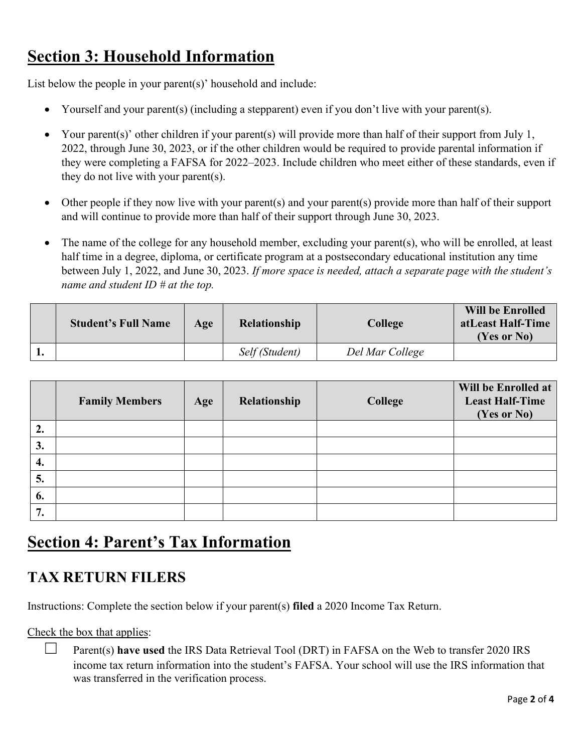# Section 3: Household Information

List below the people in your parent(s)' household and include:

- Yourself and your parent(s) (including a stepparent) even if you don't live with your parent(s).
- Your parent(s)' other children if your parent(s) will provide more than half of their support from July 1, 2022, through June 30, 2023, or if the other children would be required to provide parental information if they were completing a FAFSA for 2022–2023. Include children who meet either of these standards, even if they do not live with your parent(s).
- Other people if they now live with your parent(s) and your parent(s) provide more than half of their support and will continue to provide more than half of their support through June 30, 2023.
- The name of the college for any household member, excluding your parent(s), who will be enrolled, at least half time in a degree, diploma, or certificate program at a postsecondary educational institution any time between July 1, 2022, and June 30, 2023. *If more space is needed, attach a separate page with the student's name and student ID # at the top.*

| | Student's Full Name | Age | Relationship | College | Will be Enrolled atLeast Half-Time (Yes or No) |
|---|---|---|---|---|---|
| 1. | | | *Self (Student)* | *Del Mar College* | |

| | Family Members | Age | Relationship | College | Will be Enrolled at Least Half-Time (Yes or No) |
|---|---|---|---|---|---|
| 2. | | | | | |
| 3. | | | | | |
| 4. | | | | | |
| 5. | | | | | |
| 6. | | | | | |
| 7. | | | | | |

# Section 4: Parent's Tax Information

## TAX RETURN FILERS

Instructions: Complete the section below if your parent(s) **filed** a 2020 Income Tax Return.

Check the box that applies:

☐ Parent(s) **have used** the IRS Data Retrieval Tool (DRT) in FAFSA on the Web to transfer 2020 IRS income tax return information into the student's FAFSA. Your school will use the IRS information that was transferred in the verification process.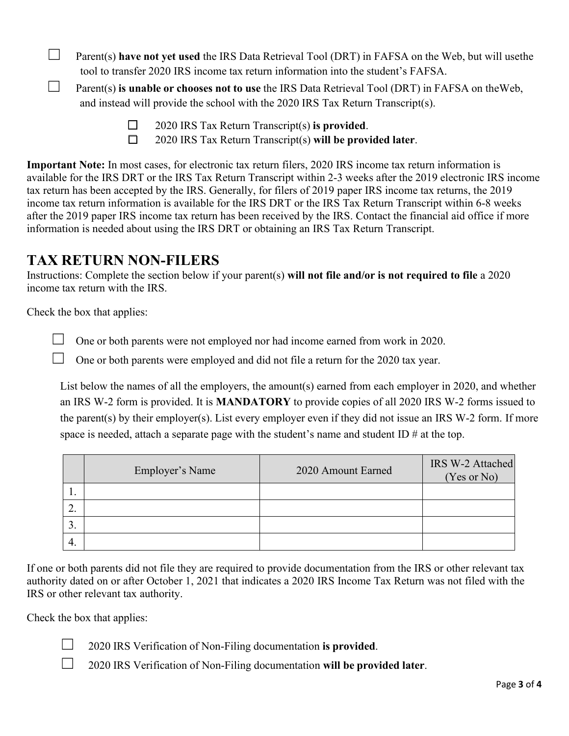☐ Parent(s) **have not yet used** the IRS Data Retrieval Tool (DRT) in FAFSA on the Web, but will usethe tool to transfer 2020 IRS income tax return information into the student's FAFSA.

☐ Parent(s) **is unable or chooses not to use** the IRS Data Retrieval Tool (DRT) in FAFSA on theWeb, and instead will provide the school with the 2020 IRS Tax Return Transcript(s).

- ☐ 2020 IRS Tax Return Transcript(s) **is provided**.
- ☐ 2020 IRS Tax Return Transcript(s) **will be provided later**.

**Important Note:** In most cases, for electronic tax return filers, 2020 IRS income tax return information is available for the IRS DRT or the IRS Tax Return Transcript within 2-3 weeks after the 2019 electronic IRS income tax return has been accepted by the IRS. Generally, for filers of 2019 paper IRS income tax returns, the 2019 income tax return information is available for the IRS DRT or the IRS Tax Return Transcript within 6-8 weeks after the 2019 paper IRS income tax return has been received by the IRS. Contact the financial aid office if more information is needed about using the IRS DRT or obtaining an IRS Tax Return Transcript.

## TAX RETURN NON-FILERS

Instructions: Complete the section below if your parent(s) **will not file and/or is not required to file** a 2020 income tax return with the IRS.

Check the box that applies:

☐ One or both parents were not employed nor had income earned from work in 2020.

☐ One or both parents were employed and did not file a return for the 2020 tax year.

List below the names of all the employers, the amount(s) earned from each employer in 2020, and whether an IRS W-2 form is provided. It is **MANDATORY** to provide copies of all 2020 IRS W-2 forms issued to the parent(s) by their employer(s). List every employer even if they did not issue an IRS W-2 form. If more space is needed, attach a separate page with the student's name and student ID # at the top.

| | Employer's Name | 2020 Amount Earned | IRS W-2 Attached (Yes or No) |
|---|---|---|---|
| 1. | | | |
| 2. | | | |
| 3. | | | |
| 4. | | | |

If one or both parents did not file they are required to provide documentation from the IRS or other relevant tax authority dated on or after October 1, 2021 that indicates a 2020 IRS Income Tax Return was not filed with the IRS or other relevant tax authority.

Check the box that applies:

☐ 2020 IRS Verification of Non-Filing documentation **is provided**.

☐ 2020 IRS Verification of Non-Filing documentation **will be provided later**.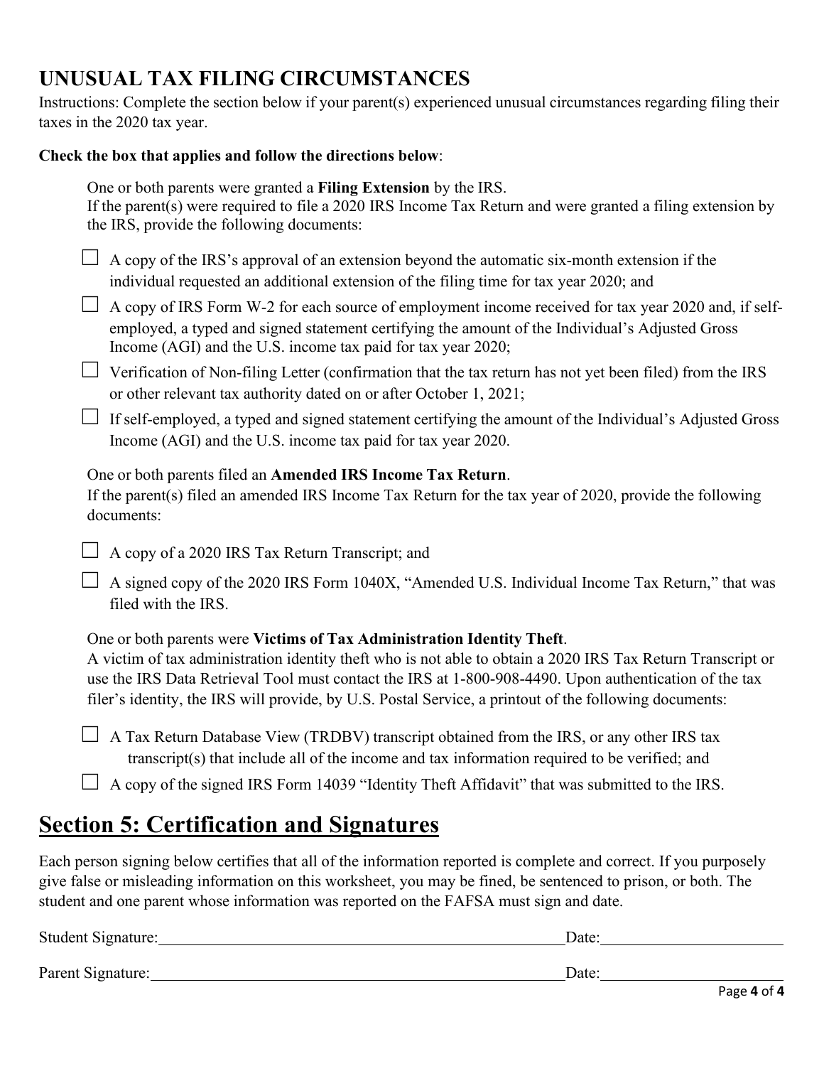## UNUSUAL TAX FILING CIRCUMSTANCES

Instructions: Complete the section below if your parent(s) experienced unusual circumstances regarding filing their taxes in the 2020 tax year.

**Check the box that applies and follow the directions below**:

One or both parents were granted a **Filing Extension** by the IRS.
If the parent(s) were required to file a 2020 IRS Income Tax Return and were granted a filing extension by the IRS, provide the following documents:

- ☐ A copy of the IRS's approval of an extension beyond the automatic six-month extension if the individual requested an additional extension of the filing time for tax year 2020; and
- ☐ A copy of IRS Form W-2 for each source of employment income received for tax year 2020 and, if self-employed, a typed and signed statement certifying the amount of the Individual's Adjusted Gross Income (AGI) and the U.S. income tax paid for tax year 2020;
- ☐ Verification of Non-filing Letter (confirmation that the tax return has not yet been filed) from the IRS or other relevant tax authority dated on or after October 1, 2021;
- ☐ If self-employed, a typed and signed statement certifying the amount of the Individual's Adjusted Gross Income (AGI) and the U.S. income tax paid for tax year 2020.

One or both parents filed an **Amended IRS Income Tax Return**.
If the parent(s) filed an amended IRS Income Tax Return for the tax year of 2020, provide the following documents:

- ☐ A copy of a 2020 IRS Tax Return Transcript; and
- ☐ A signed copy of the 2020 IRS Form 1040X, "Amended U.S. Individual Income Tax Return," that was filed with the IRS.

One or both parents were **Victims of Tax Administration Identity Theft**.
A victim of tax administration identity theft who is not able to obtain a 2020 IRS Tax Return Transcript or use the IRS Data Retrieval Tool must contact the IRS at 1-800-908-4490. Upon authentication of the tax filer's identity, the IRS will provide, by U.S. Postal Service, a printout of the following documents:

- ☐ A Tax Return Database View (TRDBV) transcript obtained from the IRS, or any other IRS tax transcript(s) that include all of the income and tax information required to be verified; and
- ☐ A copy of the signed IRS Form 14039 "Identity Theft Affidavit" that was submitted to the IRS.

## Section 5: Certification and Signatures

Each person signing below certifies that all of the information reported is complete and correct. If you purposely give false or misleading information on this worksheet, you may be fined, be sentenced to prison, or both. The student and one parent whose information was reported on the FAFSA must sign and date.

Student Signature:\_\_\_\_\_\_\_\_\_\_\_\_\_\_\_\_\_\_\_\_\_\_\_\_\_\_\_\_\_\_\_\_ Date:\_\_\_\_\_\_\_\_\_\_\_\_\_\_\_\_

Parent Signature:\_\_\_\_\_\_\_\_\_\_\_\_\_\_\_\_\_\_\_\_\_\_\_\_\_\_\_\_\_\_\_\_ Date:\_\_\_\_\_\_\_\_\_\_\_\_\_\_\_\_